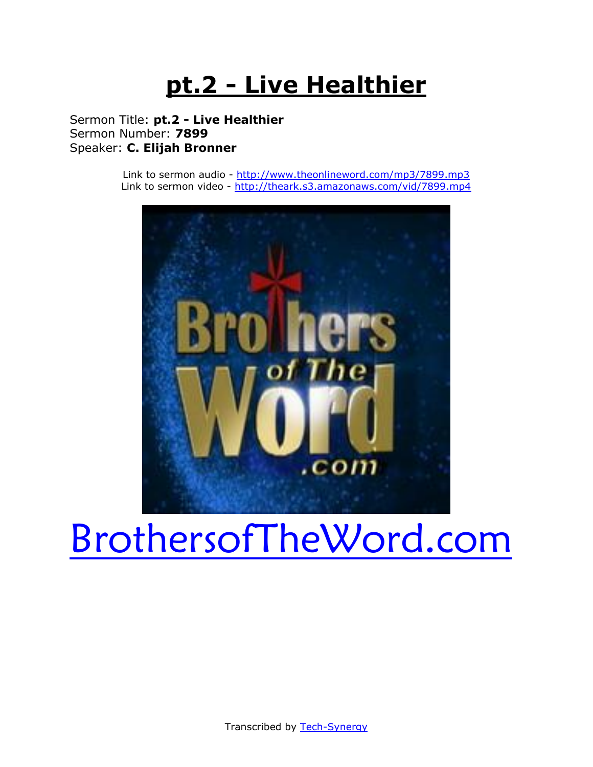# pt.2 - Live Healthier

Sermon Title: **pt.2 - Live Healthier**
Sermon Number: **7899**
Speaker: **C. Elijah Bronner**

Link to sermon audio - http://www.theonlineword.com/mp3/7899.mp3
Link to sermon video - http://theark.s3.amazonaws.com/vid/7899.mp4

BrothersofTheWord.com

Transcribed by Tech-Synergy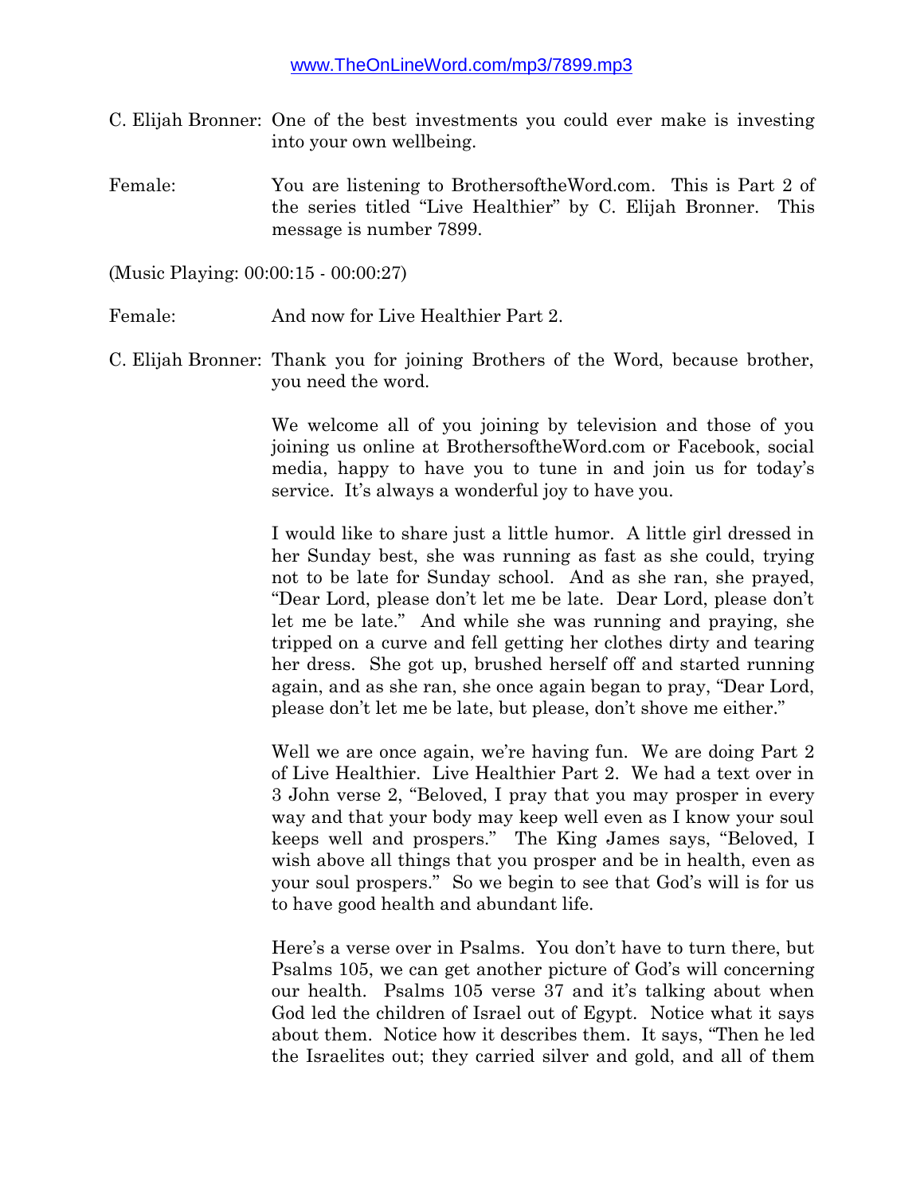www.TheOnLineWord.com/mp3/7899.mp3

C. Elijah Bronner: One of the best investments you could ever make is investing into your own wellbeing.

Female: You are listening to BrothersoftheWord.com. This is Part 2 of the series titled "Live Healthier" by C. Elijah Bronner. This message is number 7899.

(Music Playing: 00:00:15 - 00:00:27)

Female: And now for Live Healthier Part 2.

C. Elijah Bronner: Thank you for joining Brothers of the Word, because brother, you need the word.

We welcome all of you joining by television and those of you joining us online at BrothersoftheWord.com or Facebook, social media, happy to have you to tune in and join us for today's service. It's always a wonderful joy to have you.

I would like to share just a little humor. A little girl dressed in her Sunday best, she was running as fast as she could, trying not to be late for Sunday school. And as she ran, she prayed, "Dear Lord, please don't let me be late. Dear Lord, please don't let me be late." And while she was running and praying, she tripped on a curve and fell getting her clothes dirty and tearing her dress. She got up, brushed herself off and started running again, and as she ran, she once again began to pray, "Dear Lord, please don't let me be late, but please, don't shove me either."

Well we are once again, we're having fun. We are doing Part 2 of Live Healthier. Live Healthier Part 2. We had a text over in 3 John verse 2, "Beloved, I pray that you may prosper in every way and that your body may keep well even as I know your soul keeps well and prospers." The King James says, "Beloved, I wish above all things that you prosper and be in health, even as your soul prospers." So we begin to see that God's will is for us to have good health and abundant life.

Here's a verse over in Psalms. You don't have to turn there, but Psalms 105, we can get another picture of God's will concerning our health. Psalms 105 verse 37 and it's talking about when God led the children of Israel out of Egypt. Notice what it says about them. Notice how it describes them. It says, "Then he led the Israelites out; they carried silver and gold, and all of them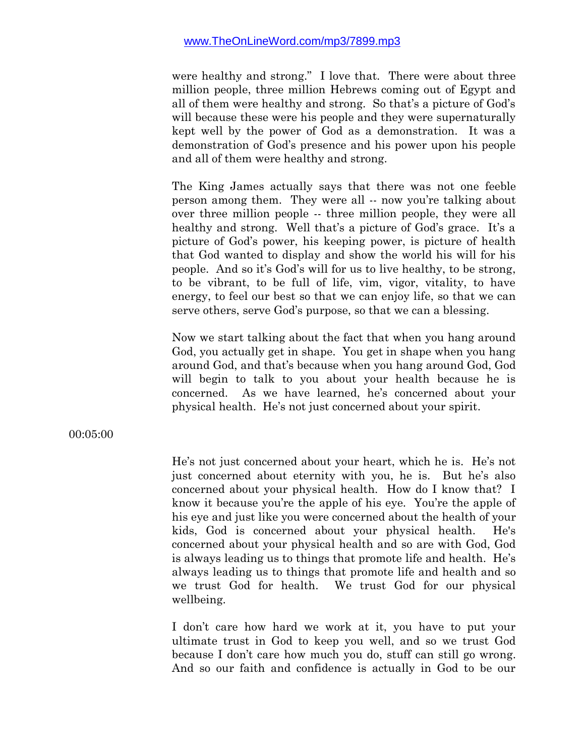were healthy and strong." I love that. There were about three million people, three million Hebrews coming out of Egypt and all of them were healthy and strong. So that's a picture of God's will because these were his people and they were supernaturally kept well by the power of God as a demonstration. It was a demonstration of God's presence and his power upon his people and all of them were healthy and strong.

The King James actually says that there was not one feeble person among them. They were all -- now you're talking about over three million people -- three million people, they were all healthy and strong. Well that's a picture of God's grace. It's a picture of God's power, his keeping power, is picture of health that God wanted to display and show the world his will for his people. And so it's God's will for us to live healthy, to be strong, to be vibrant, to be full of life, vim, vigor, vitality, to have energy, to feel our best so that we can enjoy life, so that we can serve others, serve God's purpose, so that we can a blessing.

Now we start talking about the fact that when you hang around God, you actually get in shape. You get in shape when you hang around God, and that's because when you hang around God, God will begin to talk to you about your health because he is concerned. As we have learned, he's concerned about your physical health. He's not just concerned about your spirit.

00:05:00

He's not just concerned about your heart, which he is. He's not just concerned about eternity with you, he is. But he's also concerned about your physical health. How do I know that? I know it because you're the apple of his eye. You're the apple of his eye and just like you were concerned about the health of your kids, God is concerned about your physical health. He's concerned about your physical health and so are with God, God is always leading us to things that promote life and health. He's always leading us to things that promote life and health and so we trust God for health. We trust God for our physical wellbeing.

I don't care how hard we work at it, you have to put your ultimate trust in God to keep you well, and so we trust God because I don't care how much you do, stuff can still go wrong. And so our faith and confidence is actually in God to be our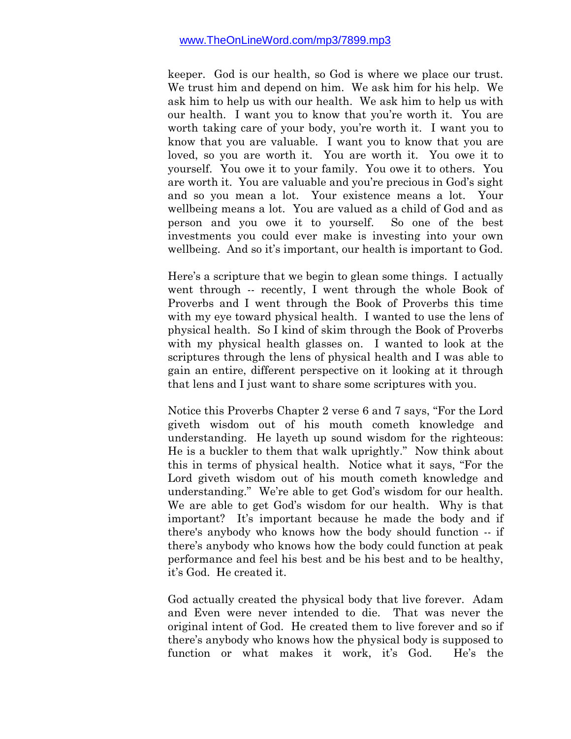keeper. God is our health, so God is where we place our trust. We trust him and depend on him. We ask him for his help. We ask him to help us with our health. We ask him to help us with our health. I want you to know that you're worth it. You are worth taking care of your body, you're worth it. I want you to know that you are valuable. I want you to know that you are loved, so you are worth it. You are worth it. You owe it to yourself. You owe it to your family. You owe it to others. You are worth it. You are valuable and you're precious in God's sight and so you mean a lot. Your existence means a lot. Your wellbeing means a lot. You are valued as a child of God and as person and you owe it to yourself. So one of the best investments you could ever make is investing into your own wellbeing. And so it's important, our health is important to God.

Here's a scripture that we begin to glean some things. I actually went through -- recently, I went through the whole Book of Proverbs and I went through the Book of Proverbs this time with my eye toward physical health. I wanted to use the lens of physical health. So I kind of skim through the Book of Proverbs with my physical health glasses on. I wanted to look at the scriptures through the lens of physical health and I was able to gain an entire, different perspective on it looking at it through that lens and I just want to share some scriptures with you.

Notice this Proverbs Chapter 2 verse 6 and 7 says, "For the Lord giveth wisdom out of his mouth cometh knowledge and understanding. He layeth up sound wisdom for the righteous: He is a buckler to them that walk uprightly." Now think about this in terms of physical health. Notice what it says, "For the Lord giveth wisdom out of his mouth cometh knowledge and understanding." We're able to get God's wisdom for our health. We are able to get God's wisdom for our health. Why is that important? It's important because he made the body and if there's anybody who knows how the body should function -- if there's anybody who knows how the body could function at peak performance and feel his best and be his best and to be healthy, it's God. He created it.

God actually created the physical body that live forever. Adam and Even were never intended to die. That was never the original intent of God. He created them to live forever and so if there's anybody who knows how the physical body is supposed to function or what makes it work, it's God. He's the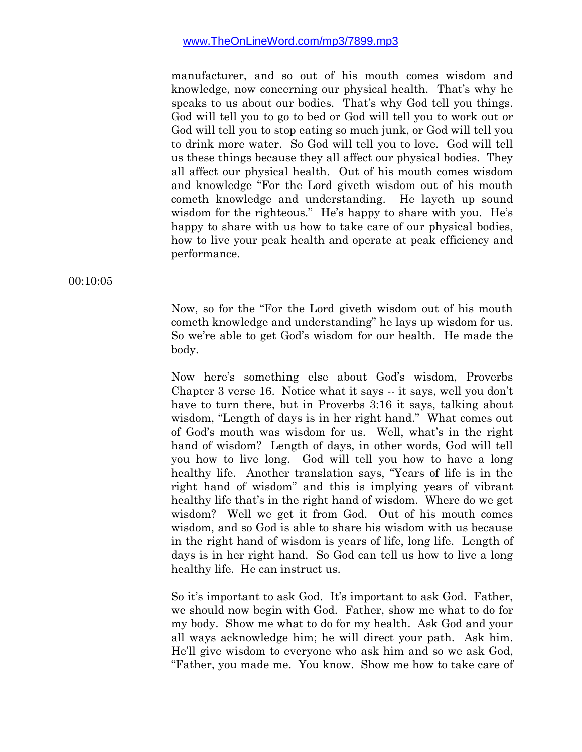manufacturer, and so out of his mouth comes wisdom and knowledge, now concerning our physical health. That's why he speaks to us about our bodies. That's why God tell you things. God will tell you to go to bed or God will tell you to work out or God will tell you to stop eating so much junk, or God will tell you to drink more water. So God will tell you to love. God will tell us these things because they all affect our physical bodies. They all affect our physical health. Out of his mouth comes wisdom and knowledge "For the Lord giveth wisdom out of his mouth cometh knowledge and understanding. He layeth up sound wisdom for the righteous." He's happy to share with you. He's happy to share with us how to take care of our physical bodies, how to live your peak health and operate at peak efficiency and performance.

00:10:05

Now, so for the "For the Lord giveth wisdom out of his mouth cometh knowledge and understanding" he lays up wisdom for us. So we're able to get God's wisdom for our health. He made the body.

Now here's something else about God's wisdom, Proverbs Chapter 3 verse 16. Notice what it says -- it says, well you don't have to turn there, but in Proverbs 3:16 it says, talking about wisdom, "Length of days is in her right hand." What comes out of God's mouth was wisdom for us. Well, what's in the right hand of wisdom? Length of days, in other words, God will tell you how to live long. God will tell you how to have a long healthy life. Another translation says, "Years of life is in the right hand of wisdom" and this is implying years of vibrant healthy life that's in the right hand of wisdom. Where do we get wisdom? Well we get it from God. Out of his mouth comes wisdom, and so God is able to share his wisdom with us because in the right hand of wisdom is years of life, long life. Length of days is in her right hand. So God can tell us how to live a long healthy life. He can instruct us.

So it's important to ask God. It's important to ask God. Father, we should now begin with God. Father, show me what to do for my body. Show me what to do for my health. Ask God and your all ways acknowledge him; he will direct your path. Ask him. He'll give wisdom to everyone who ask him and so we ask God, "Father, you made me. You know. Show me how to take care of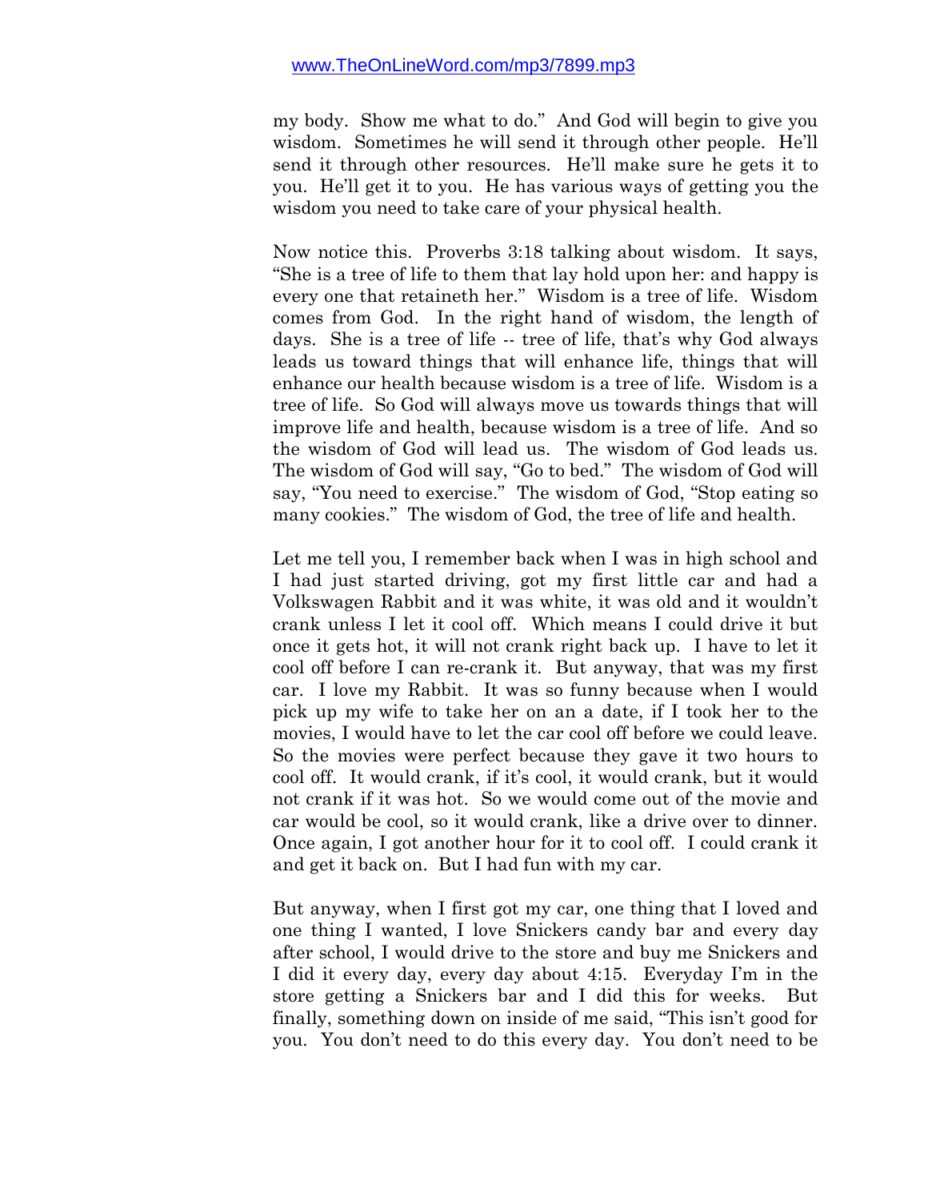my body. Show me what to do." And God will begin to give you wisdom. Sometimes he will send it through other people. He'll send it through other resources. He'll make sure he gets it to you. He'll get it to you. He has various ways of getting you the wisdom you need to take care of your physical health.

Now notice this. Proverbs 3:18 talking about wisdom. It says, "She is a tree of life to them that lay hold upon her: and happy is every one that retaineth her." Wisdom is a tree of life. Wisdom comes from God. In the right hand of wisdom, the length of days. She is a tree of life -- tree of life, that's why God always leads us toward things that will enhance life, things that will enhance our health because wisdom is a tree of life. Wisdom is a tree of life. So God will always move us towards things that will improve life and health, because wisdom is a tree of life. And so the wisdom of God will lead us. The wisdom of God leads us. The wisdom of God will say, "Go to bed." The wisdom of God will say, "You need to exercise." The wisdom of God, "Stop eating so many cookies." The wisdom of God, the tree of life and health.

Let me tell you, I remember back when I was in high school and I had just started driving, got my first little car and had a Volkswagen Rabbit and it was white, it was old and it wouldn't crank unless I let it cool off. Which means I could drive it but once it gets hot, it will not crank right back up. I have to let it cool off before I can re-crank it. But anyway, that was my first car. I love my Rabbit. It was so funny because when I would pick up my wife to take her on an a date, if I took her to the movies, I would have to let the car cool off before we could leave. So the movies were perfect because they gave it two hours to cool off. It would crank, if it's cool, it would crank, but it would not crank if it was hot. So we would come out of the movie and car would be cool, so it would crank, like a drive over to dinner. Once again, I got another hour for it to cool off. I could crank it and get it back on. But I had fun with my car.

But anyway, when I first got my car, one thing that I loved and one thing I wanted, I love Snickers candy bar and every day after school, I would drive to the store and buy me Snickers and I did it every day, every day about 4:15. Everyday I'm in the store getting a Snickers bar and I did this for weeks. But finally, something down on inside of me said, "This isn't good for you. You don't need to do this every day. You don't need to be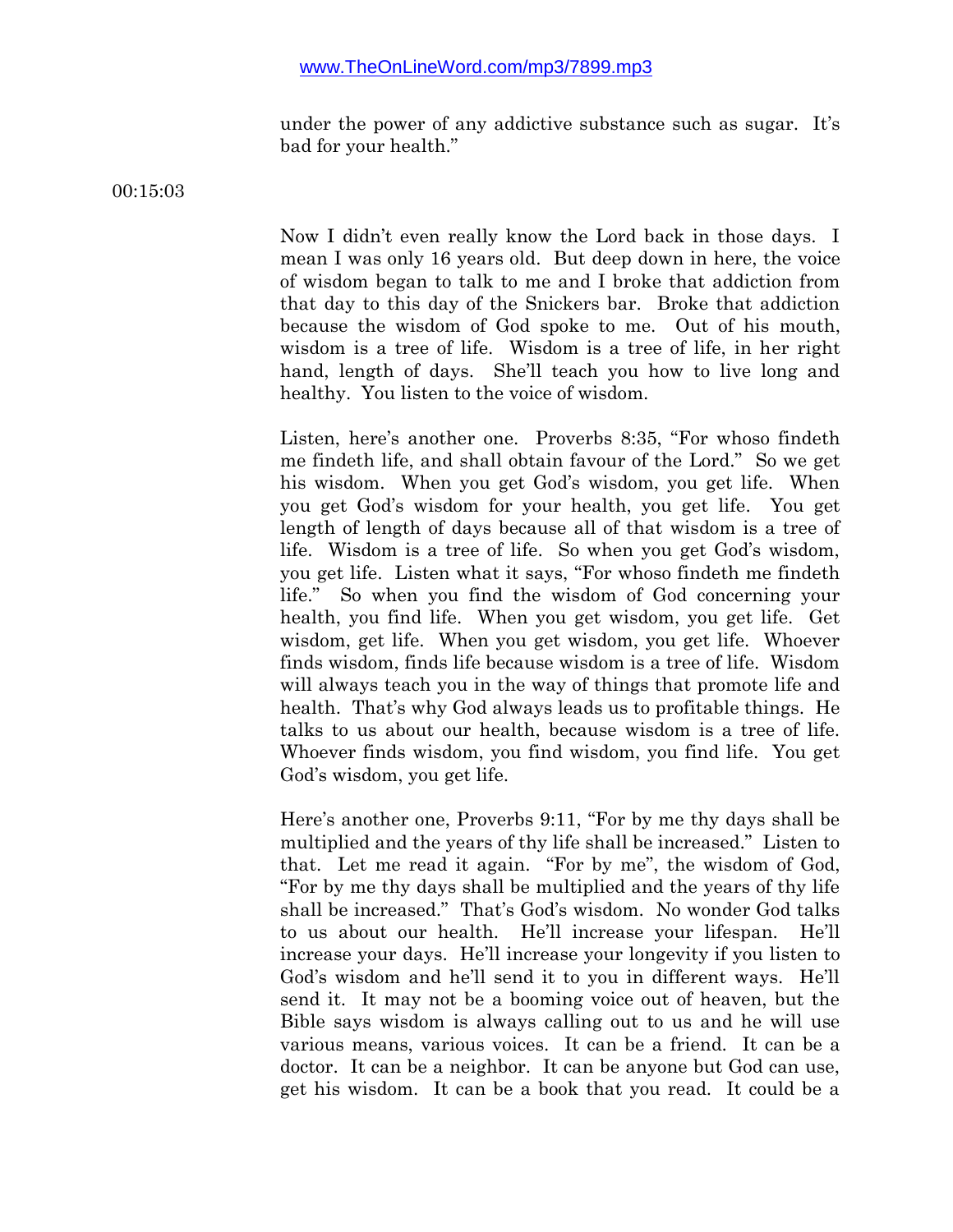under the power of any addictive substance such as sugar. It's bad for your health."

00:15:03

Now I didn't even really know the Lord back in those days. I mean I was only 16 years old. But deep down in here, the voice of wisdom began to talk to me and I broke that addiction from that day to this day of the Snickers bar. Broke that addiction because the wisdom of God spoke to me. Out of his mouth, wisdom is a tree of life. Wisdom is a tree of life, in her right hand, length of days. She'll teach you how to live long and healthy. You listen to the voice of wisdom.

Listen, here's another one. Proverbs 8:35, "For whoso findeth me findeth life, and shall obtain favour of the Lord." So we get his wisdom. When you get God's wisdom, you get life. When you get God's wisdom for your health, you get life. You get length of length of days because all of that wisdom is a tree of life. Wisdom is a tree of life. So when you get God's wisdom, you get life. Listen what it says, "For whoso findeth me findeth life." So when you find the wisdom of God concerning your health, you find life. When you get wisdom, you get life. Get wisdom, get life. When you get wisdom, you get life. Whoever finds wisdom, finds life because wisdom is a tree of life. Wisdom will always teach you in the way of things that promote life and health. That's why God always leads us to profitable things. He talks to us about our health, because wisdom is a tree of life. Whoever finds wisdom, you find wisdom, you find life. You get God's wisdom, you get life.

Here's another one, Proverbs 9:11, "For by me thy days shall be multiplied and the years of thy life shall be increased." Listen to that. Let me read it again. "For by me", the wisdom of God, "For by me thy days shall be multiplied and the years of thy life shall be increased." That's God's wisdom. No wonder God talks to us about our health. He'll increase your lifespan. He'll increase your days. He'll increase your longevity if you listen to God's wisdom and he'll send it to you in different ways. He'll send it. It may not be a booming voice out of heaven, but the Bible says wisdom is always calling out to us and he will use various means, various voices. It can be a friend. It can be a doctor. It can be a neighbor. It can be anyone but God can use, get his wisdom. It can be a book that you read. It could be a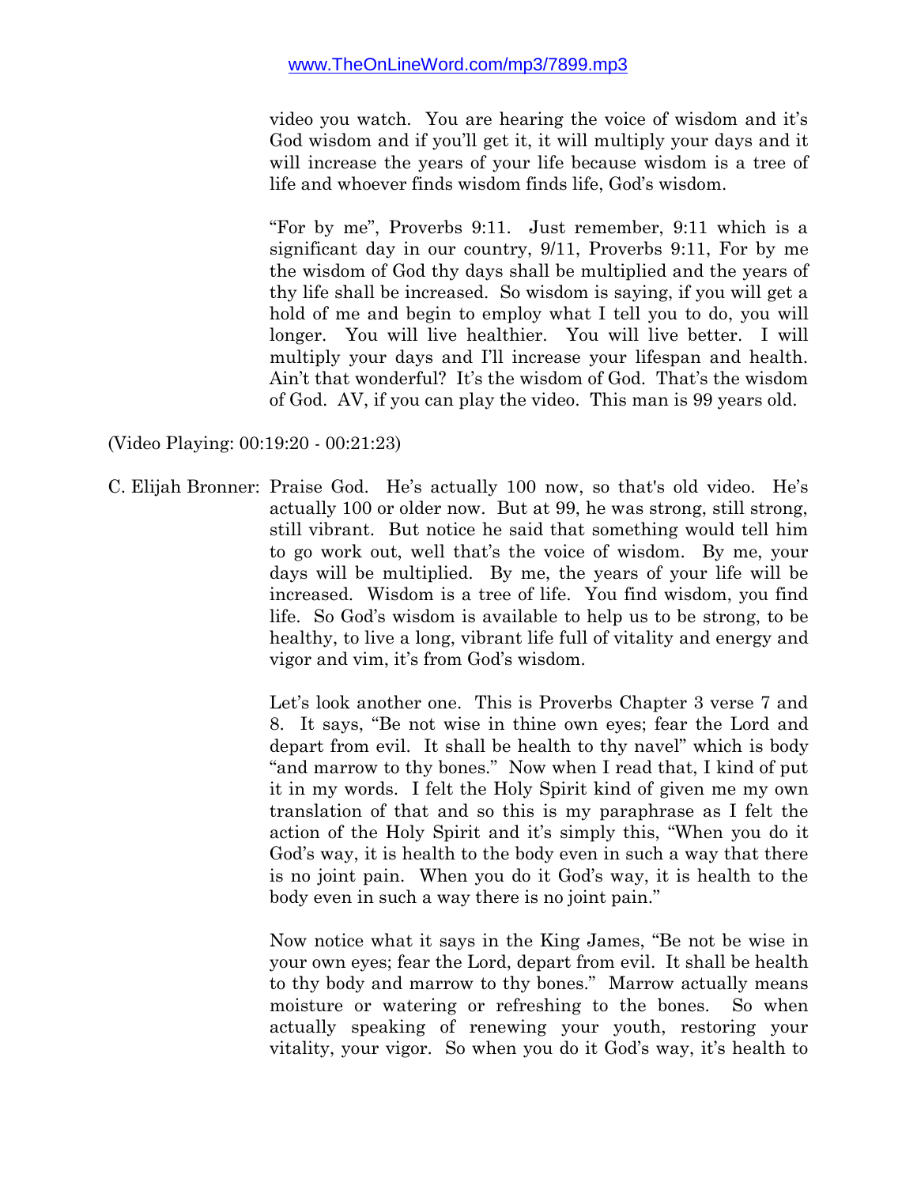video you watch. You are hearing the voice of wisdom and it's God wisdom and if you'll get it, it will multiply your days and it will increase the years of your life because wisdom is a tree of life and whoever finds wisdom finds life, God's wisdom.

"For by me", Proverbs 9:11. Just remember, 9:11 which is a significant day in our country, 9/11, Proverbs 9:11, For by me the wisdom of God thy days shall be multiplied and the years of thy life shall be increased. So wisdom is saying, if you will get a hold of me and begin to employ what I tell you to do, you will longer. You will live healthier. You will live better. I will multiply your days and I'll increase your lifespan and health. Ain't that wonderful? It's the wisdom of God. That's the wisdom of God. AV, if you can play the video. This man is 99 years old.

(Video Playing: 00:19:20 - 00:21:23)

C. Elijah Bronner: Praise God. He's actually 100 now, so that's old video. He's actually 100 or older now. But at 99, he was strong, still strong, still vibrant. But notice he said that something would tell him to go work out, well that's the voice of wisdom. By me, your days will be multiplied. By me, the years of your life will be increased. Wisdom is a tree of life. You find wisdom, you find life. So God's wisdom is available to help us to be strong, to be healthy, to live a long, vibrant life full of vitality and energy and vigor and vim, it's from God's wisdom.

Let's look another one. This is Proverbs Chapter 3 verse 7 and 8. It says, "Be not wise in thine own eyes; fear the Lord and depart from evil. It shall be health to thy navel" which is body "and marrow to thy bones." Now when I read that, I kind of put it in my words. I felt the Holy Spirit kind of given me my own translation of that and so this is my paraphrase as I felt the action of the Holy Spirit and it's simply this, "When you do it God's way, it is health to the body even in such a way that there is no joint pain. When you do it God's way, it is health to the body even in such a way there is no joint pain."

Now notice what it says in the King James, "Be not be wise in your own eyes; fear the Lord, depart from evil. It shall be health to thy body and marrow to thy bones." Marrow actually means moisture or watering or refreshing to the bones. So when actually speaking of renewing your youth, restoring your vitality, your vigor. So when you do it God's way, it's health to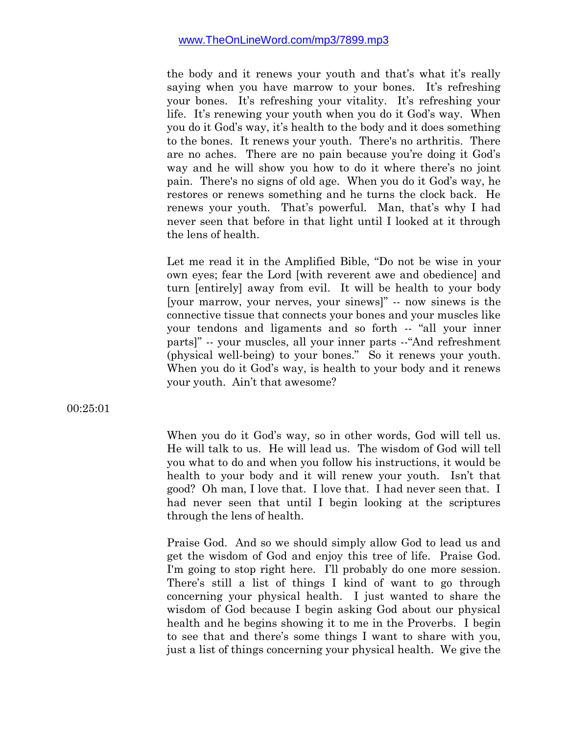the body and it renews your youth and that's what it's really saying when you have marrow to your bones. It's refreshing your bones. It's refreshing your vitality. It's refreshing your life. It's renewing your youth when you do it God's way. When you do it God's way, it's health to the body and it does something to the bones. It renews your youth. There's no arthritis. There are no aches. There are no pain because you're doing it God's way and he will show you how to do it where there's no joint pain. There's no signs of old age. When you do it God's way, he restores or renews something and he turns the clock back. He renews your youth. That's powerful. Man, that's why I had never seen that before in that light until I looked at it through the lens of health.

Let me read it in the Amplified Bible, "Do not be wise in your own eyes; fear the Lord [with reverent awe and obedience] and turn [entirely] away from evil. It will be health to your body [your marrow, your nerves, your sinews]" -- now sinews is the connective tissue that connects your bones and your muscles like your tendons and ligaments and so forth -- "all your inner parts]" -- your muscles, all your inner parts --"And refreshment (physical well-being) to your bones." So it renews your youth. When you do it God's way, is health to your body and it renews your youth. Ain't that awesome?

00:25:01

When you do it God's way, so in other words, God will tell us. He will talk to us. He will lead us. The wisdom of God will tell you what to do and when you follow his instructions, it would be health to your body and it will renew your youth. Isn't that good? Oh man, I love that. I love that. I had never seen that. I had never seen that until I begin looking at the scriptures through the lens of health.

Praise God. And so we should simply allow God to lead us and get the wisdom of God and enjoy this tree of life. Praise God. I'm going to stop right here. I'll probably do one more session. There's still a list of things I kind of want to go through concerning your physical health. I just wanted to share the wisdom of God because I begin asking God about our physical health and he begins showing it to me in the Proverbs. I begin to see that and there's some things I want to share with you, just a list of things concerning your physical health. We give the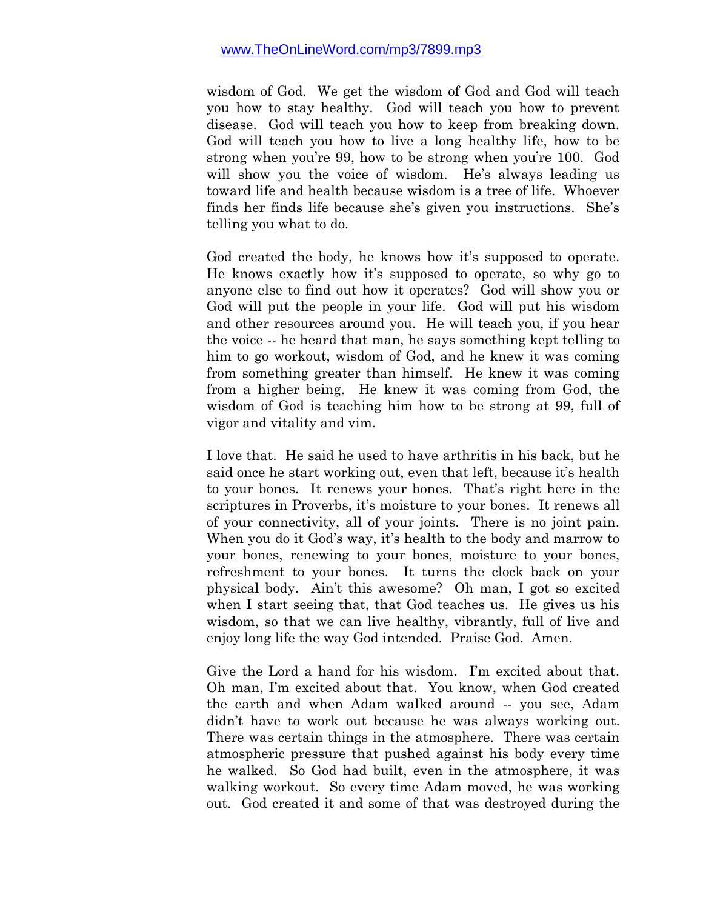wisdom of God. We get the wisdom of God and God will teach you how to stay healthy. God will teach you how to prevent disease. God will teach you how to keep from breaking down. God will teach you how to live a long healthy life, how to be strong when you're 99, how to be strong when you're 100. God will show you the voice of wisdom. He's always leading us toward life and health because wisdom is a tree of life. Whoever finds her finds life because she's given you instructions. She's telling you what to do.

God created the body, he knows how it's supposed to operate. He knows exactly how it's supposed to operate, so why go to anyone else to find out how it operates? God will show you or God will put the people in your life. God will put his wisdom and other resources around you. He will teach you, if you hear the voice -- he heard that man, he says something kept telling to him to go workout, wisdom of God, and he knew it was coming from something greater than himself. He knew it was coming from a higher being. He knew it was coming from God, the wisdom of God is teaching him how to be strong at 99, full of vigor and vitality and vim.

I love that. He said he used to have arthritis in his back, but he said once he start working out, even that left, because it's health to your bones. It renews your bones. That's right here in the scriptures in Proverbs, it's moisture to your bones. It renews all of your connectivity, all of your joints. There is no joint pain. When you do it God's way, it's health to the body and marrow to your bones, renewing to your bones, moisture to your bones, refreshment to your bones. It turns the clock back on your physical body. Ain't this awesome? Oh man, I got so excited when I start seeing that, that God teaches us. He gives us his wisdom, so that we can live healthy, vibrantly, full of live and enjoy long life the way God intended. Praise God. Amen.

Give the Lord a hand for his wisdom. I'm excited about that. Oh man, I'm excited about that. You know, when God created the earth and when Adam walked around -- you see, Adam didn't have to work out because he was always working out. There was certain things in the atmosphere. There was certain atmospheric pressure that pushed against his body every time he walked. So God had built, even in the atmosphere, it was walking workout. So every time Adam moved, he was working out. God created it and some of that was destroyed during the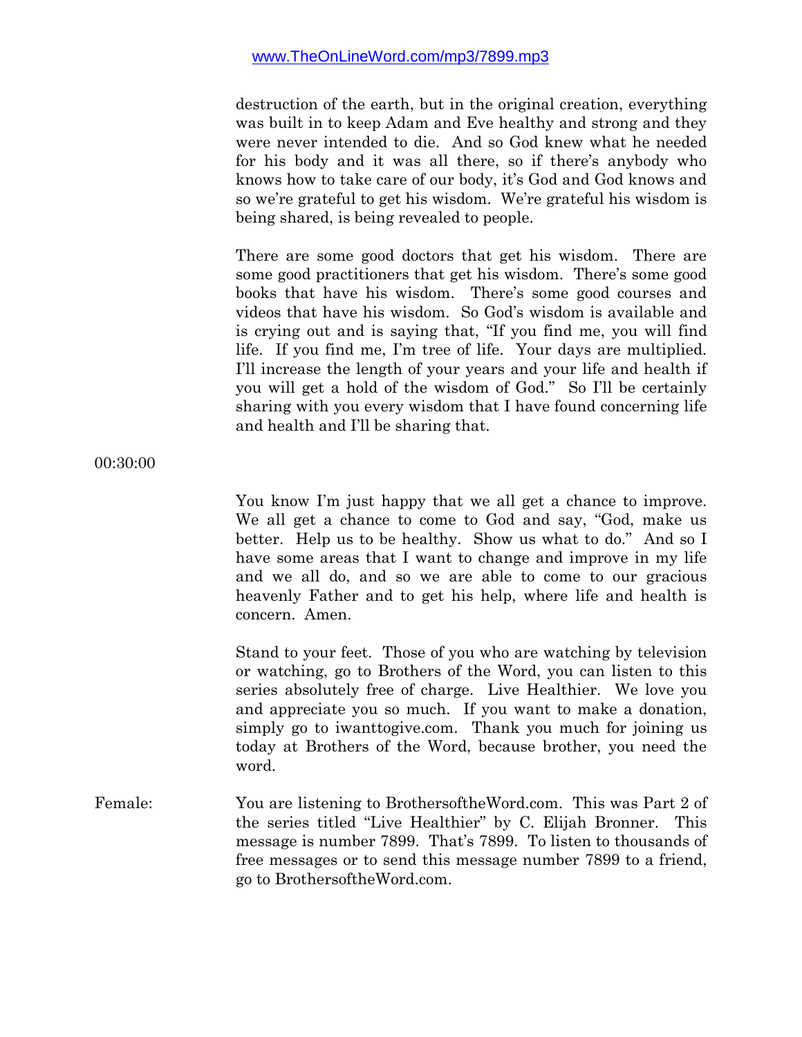destruction of the earth, but in the original creation, everything was built in to keep Adam and Eve healthy and strong and they were never intended to die. And so God knew what he needed for his body and it was all there, so if there's anybody who knows how to take care of our body, it's God and God knows and so we're grateful to get his wisdom. We're grateful his wisdom is being shared, is being revealed to people.

There are some good doctors that get his wisdom. There are some good practitioners that get his wisdom. There's some good books that have his wisdom. There's some good courses and videos that have his wisdom. So God's wisdom is available and is crying out and is saying that, "If you find me, you will find life. If you find me, I'm tree of life. Your days are multiplied. I'll increase the length of your years and your life and health if you will get a hold of the wisdom of God." So I'll be certainly sharing with you every wisdom that I have found concerning life and health and I'll be sharing that.

00:30:00

You know I'm just happy that we all get a chance to improve. We all get a chance to come to God and say, "God, make us better. Help us to be healthy. Show us what to do." And so I have some areas that I want to change and improve in my life and we all do, and so we are able to come to our gracious heavenly Father and to get his help, where life and health is concern. Amen.

Stand to your feet. Those of you who are watching by television or watching, go to Brothers of the Word, you can listen to this series absolutely free of charge. Live Healthier. We love you and appreciate you so much. If you want to make a donation, simply go to iwanttogive.com. Thank you much for joining us today at Brothers of the Word, because brother, you need the word.

Female: You are listening to BrothersoftheWord.com. This was Part 2 of the series titled "Live Healthier" by C. Elijah Bronner. This message is number 7899. That's 7899. To listen to thousands of free messages or to send this message number 7899 to a friend, go to BrothersoftheWord.com.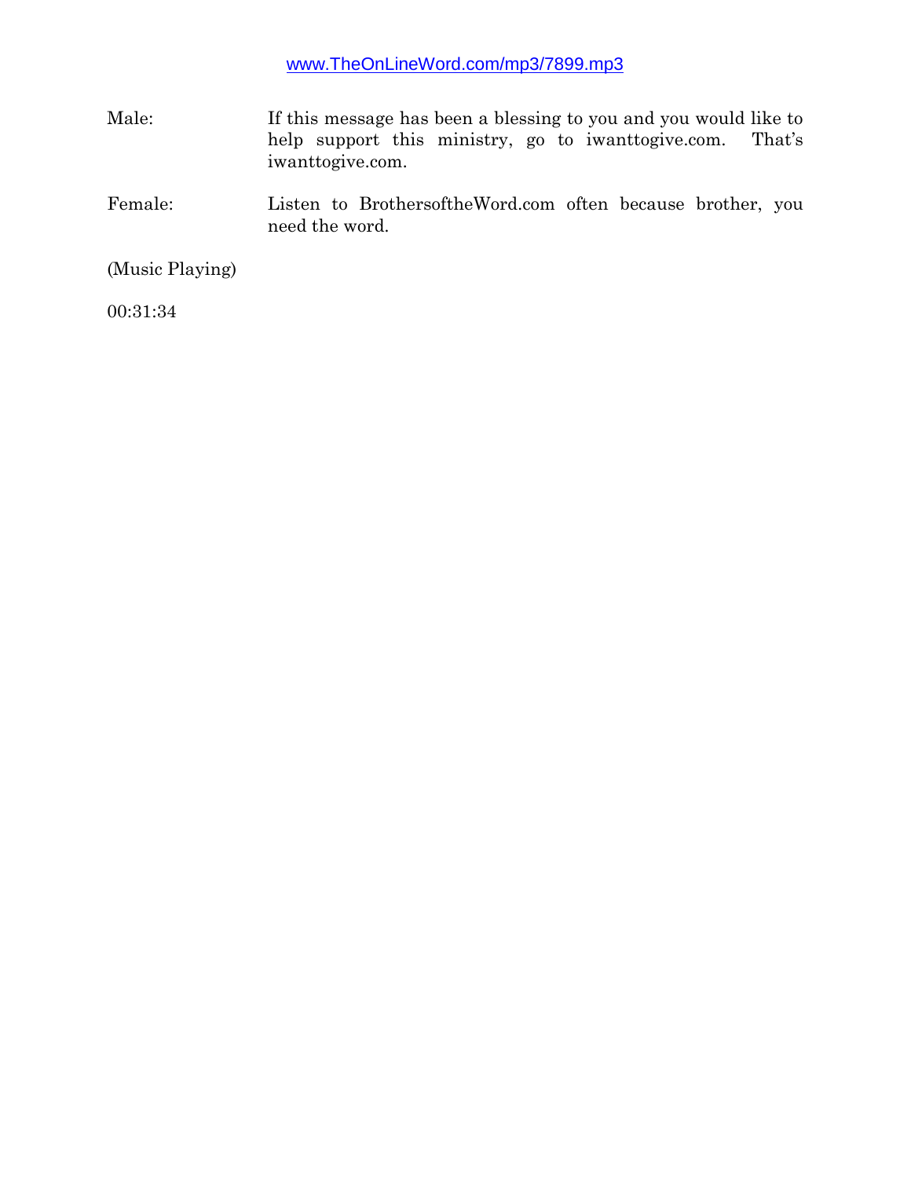www.TheOnLineWord.com/mp3/7899.mp3

Male: If this message has been a blessing to you and you would like to help support this ministry, go to iwanttogive.com. That's iwanttogive.com.

Female: Listen to BrothersoftheWord.com often because brother, you need the word.

(Music Playing)

00:31:34